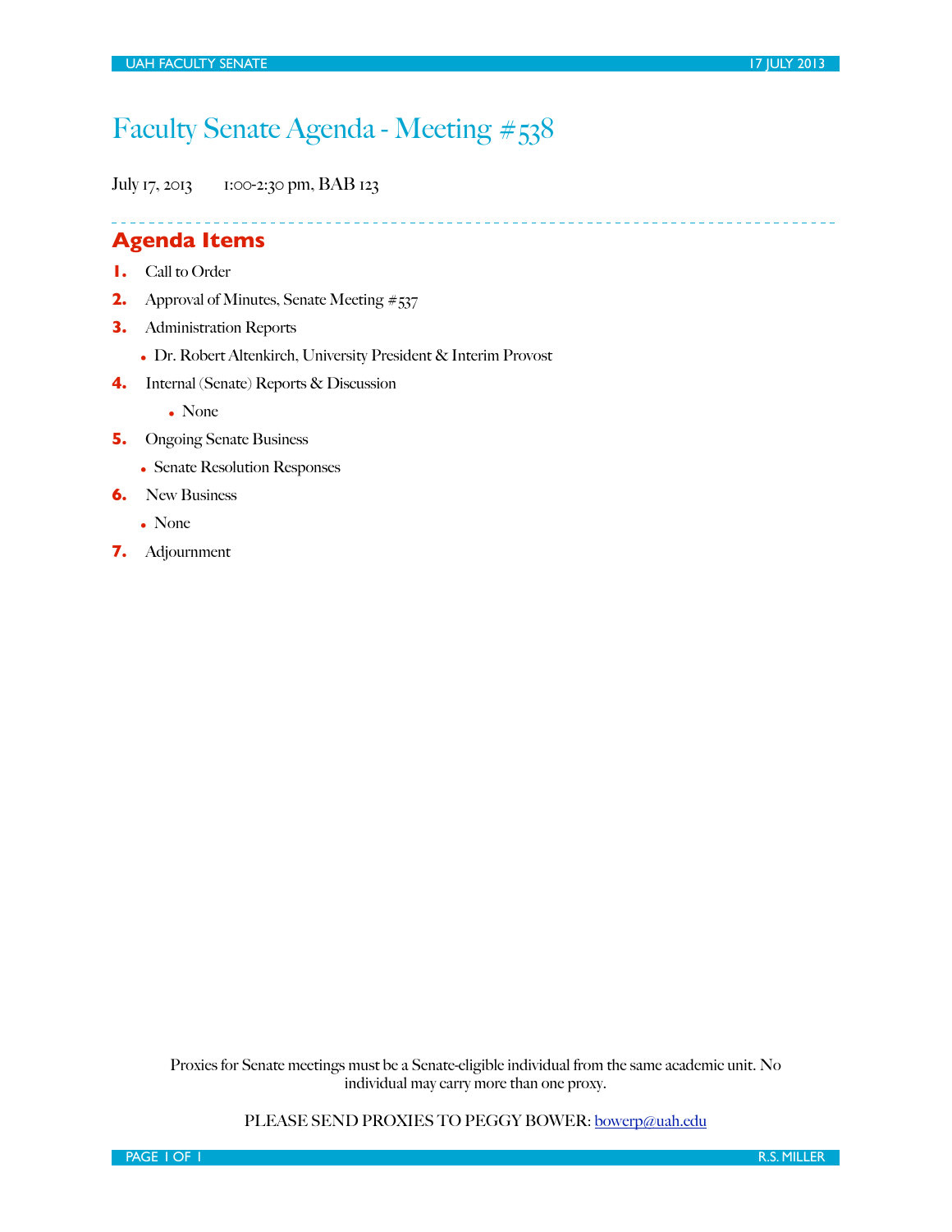# Faculty Senate Agenda - Meeting #538

July 17, 2013 1:00-2:30 pm, BAB 123

## Agenda Items

1. Call to Order
2. Approval of Minutes, Senate Meeting #537
3. Administration Reports
   - Dr. Robert Altenkirch, University President & Interim Provost
4. Internal (Senate) Reports & Discussion
   - None
5. Ongoing Senate Business
   - Senate Resolution Responses
6. New Business
   - None
7. Adjournment

Proxies for Senate meetings must be a Senate-eligible individual from the same academic unit. No individual may carry more than one proxy.

PLEASE SEND PROXIES TO PEGGY BOWER: bowerp@uah.edu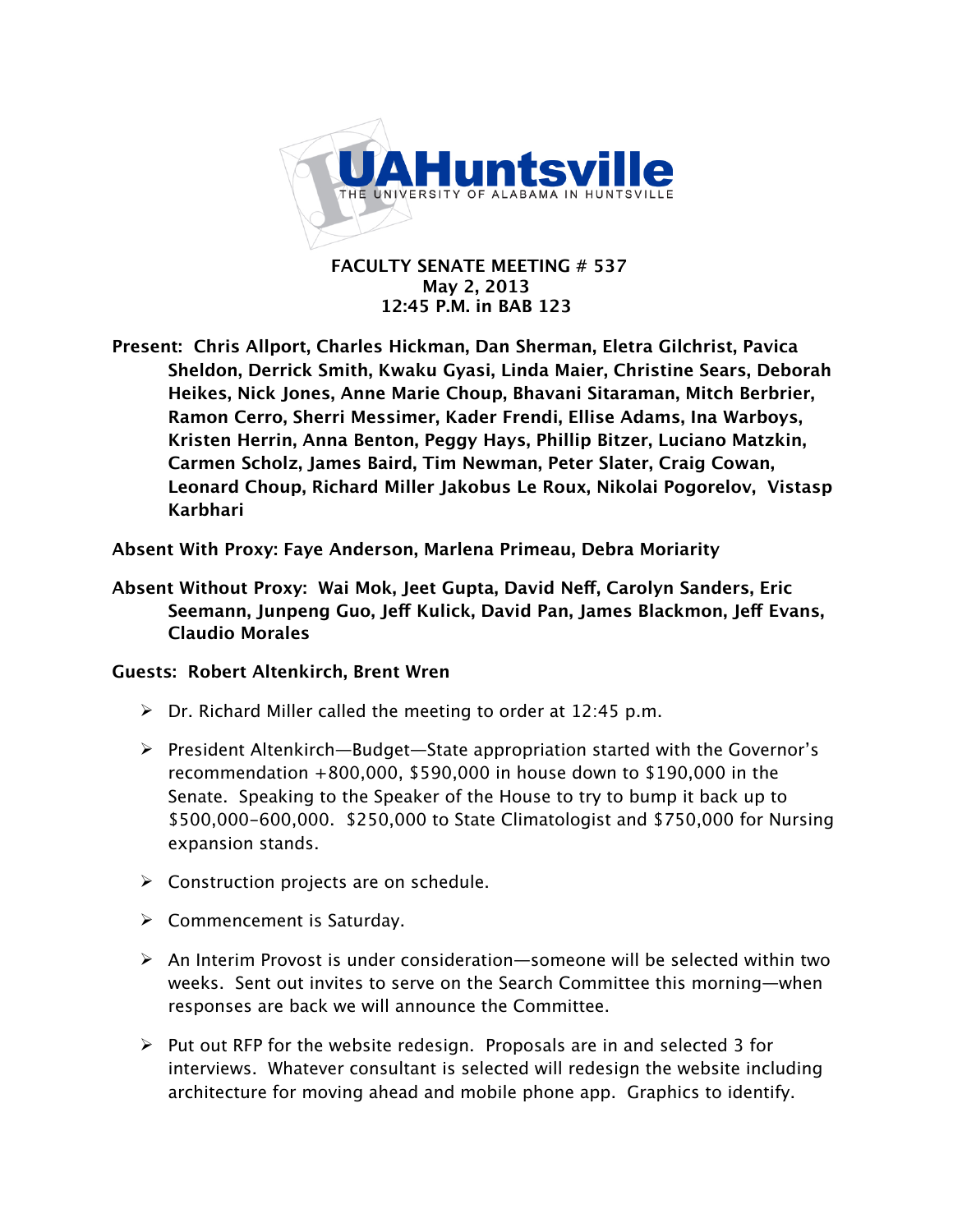**FACULTY SENATE MEETING # 537**
**May 2, 2013**
**12:45 P.M. in BAB 123**

**Present: Chris Allport, Charles Hickman, Dan Sherman, Eletra Gilchrist, Pavica Sheldon, Derrick Smith, Kwaku Gyasi, Linda Maier, Christine Sears, Deborah Heikes, Nick Jones, Anne Marie Choup, Bhavani Sitaraman, Mitch Berbrier, Ramon Cerro, Sherri Messimer, Kader Frendi, Ellise Adams, Ina Warboys, Kristen Herrin, Anna Benton, Peggy Hays, Phillip Bitzer, Luciano Matzkin, Carmen Scholz, James Baird, Tim Newman, Peter Slater, Craig Cowan, Leonard Choup, Richard Miller Jakobus Le Roux, Nikolai Pogorelov, Vistasp Karbhari**

**Absent With Proxy: Faye Anderson, Marlena Primeau, Debra Moriarity**

**Absent Without Proxy: Wai Mok, Jeet Gupta, David Neff, Carolyn Sanders, Eric Seemann, Junpeng Guo, Jeff Kulick, David Pan, James Blackmon, Jeff Evans, Claudio Morales**

**Guests: Robert Altenkirch, Brent Wren**

- Dr. Richard Miller called the meeting to order at 12:45 p.m.
- President Altenkirch—Budget—State appropriation started with the Governor's recommendation +800,000, $590,000 in house down to $190,000 in the Senate. Speaking to the Speaker of the House to try to bump it back up to $500,000-600,000. $250,000 to State Climatologist and $750,000 for Nursing expansion stands.
- Construction projects are on schedule.
- Commencement is Saturday.
- An Interim Provost is under consideration—someone will be selected within two weeks. Sent out invites to serve on the Search Committee this morning—when responses are back we will announce the Committee.
- Put out RFP for the website redesign. Proposals are in and selected 3 for interviews. Whatever consultant is selected will redesign the website including architecture for moving ahead and mobile phone app. Graphics to identify.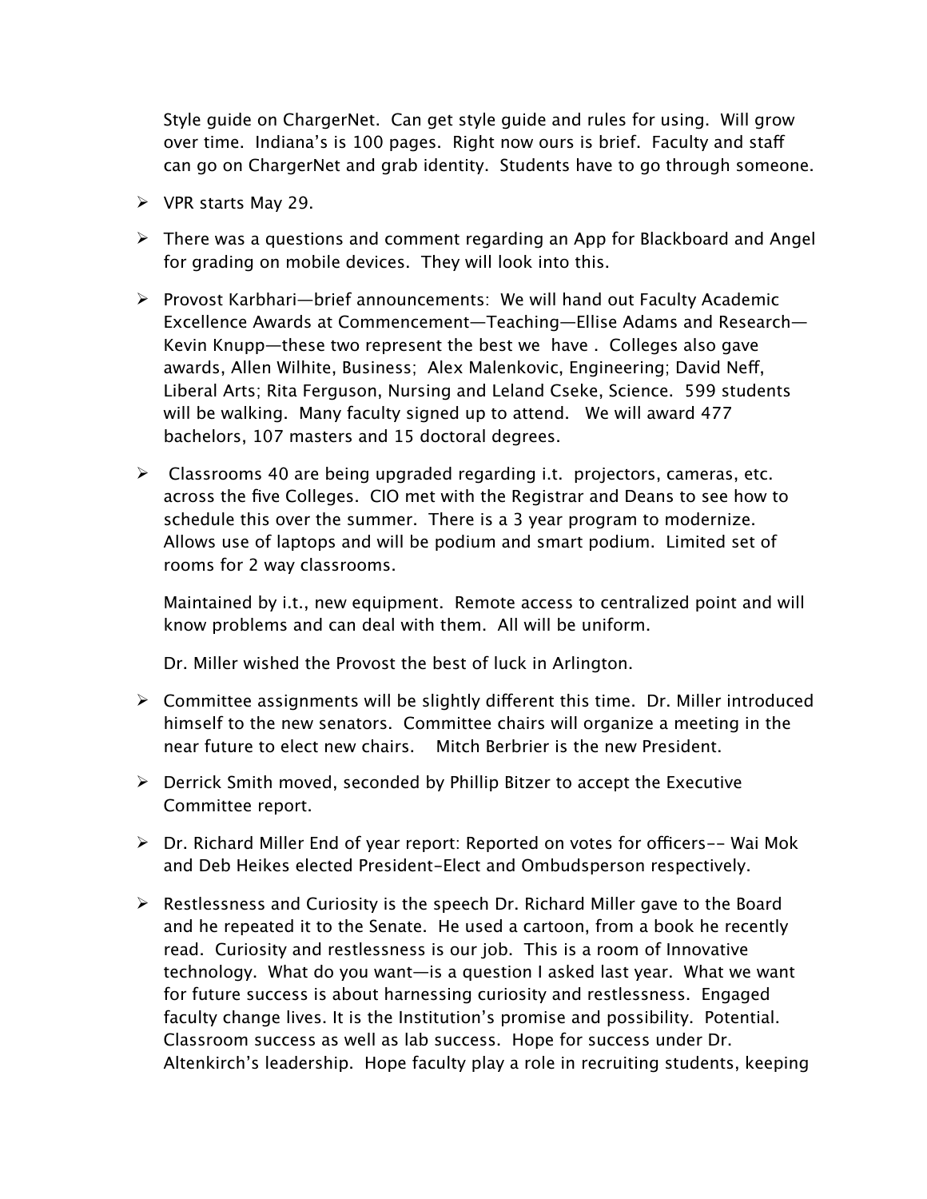Style guide on ChargerNet. Can get style guide and rules for using. Will grow over time. Indiana's is 100 pages. Right now ours is brief. Faculty and staff can go on ChargerNet and grab identity. Students have to go through someone.

- VPR starts May 29.
- There was a questions and comment regarding an App for Blackboard and Angel for grading on mobile devices. They will look into this.
- Provost Karbhari—brief announcements: We will hand out Faculty Academic Excellence Awards at Commencement—Teaching—Ellise Adams and Research—Kevin Knupp—these two represent the best we have . Colleges also gave awards, Allen Wilhite, Business; Alex Malenkovic, Engineering; David Neff, Liberal Arts; Rita Ferguson, Nursing and Leland Cseke, Science. 599 students will be walking. Many faculty signed up to attend. We will award 477 bachelors, 107 masters and 15 doctoral degrees.
- Classrooms 40 are being upgraded regarding i.t. projectors, cameras, etc. across the five Colleges. CIO met with the Registrar and Deans to see how to schedule this over the summer. There is a 3 year program to modernize. Allows use of laptops and will be podium and smart podium. Limited set of rooms for 2 way classrooms.

  Maintained by i.t., new equipment. Remote access to centralized point and will know problems and can deal with them. All will be uniform.

  Dr. Miller wished the Provost the best of luck in Arlington.

- Committee assignments will be slightly different this time. Dr. Miller introduced himself to the new senators. Committee chairs will organize a meeting in the near future to elect new chairs. Mitch Berbrier is the new President.
- Derrick Smith moved, seconded by Phillip Bitzer to accept the Executive Committee report.
- Dr. Richard Miller End of year report: Reported on votes for officers-- Wai Mok and Deb Heikes elected President-Elect and Ombudsperson respectively.
- Restlessness and Curiosity is the speech Dr. Richard Miller gave to the Board and he repeated it to the Senate. He used a cartoon, from a book he recently read. Curiosity and restlessness is our job. This is a room of Innovative technology. What do you want—is a question I asked last year. What we want for future success is about harnessing curiosity and restlessness. Engaged faculty change lives. It is the Institution's promise and possibility. Potential. Classroom success as well as lab success. Hope for success under Dr. Altenkirch's leadership. Hope faculty play a role in recruiting students, keeping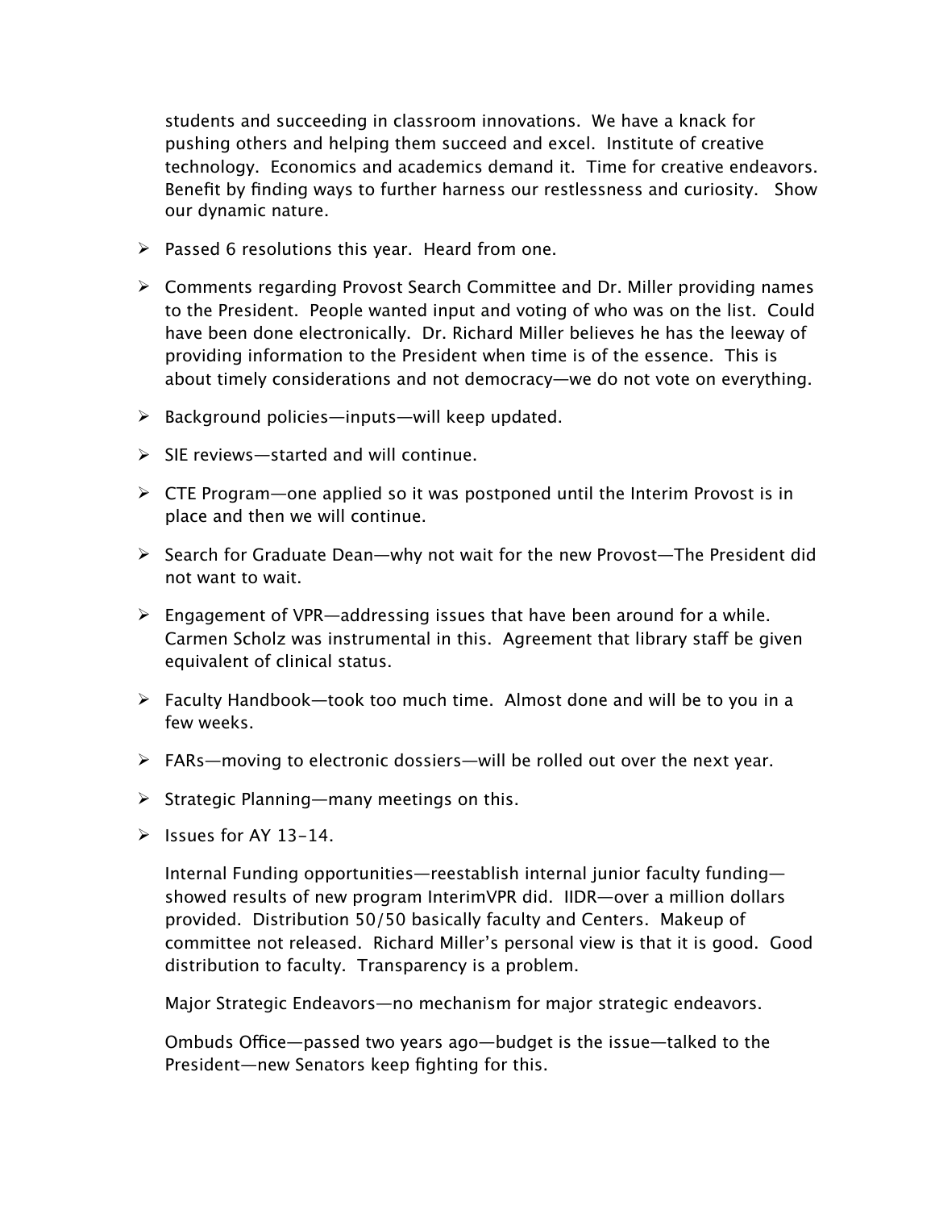students and succeeding in classroom innovations. We have a knack for pushing others and helping them succeed and excel. Institute of creative technology. Economics and academics demand it. Time for creative endeavors. Benefit by finding ways to further harness our restlessness and curiosity. Show our dynamic nature.

- Passed 6 resolutions this year. Heard from one.
- Comments regarding Provost Search Committee and Dr. Miller providing names to the President. People wanted input and voting of who was on the list. Could have been done electronically. Dr. Richard Miller believes he has the leeway of providing information to the President when time is of the essence. This is about timely considerations and not democracy—we do not vote on everything.
- Background policies—inputs—will keep updated.
- SIE reviews—started and will continue.
- CTE Program—one applied so it was postponed until the Interim Provost is in place and then we will continue.
- Search for Graduate Dean—why not wait for the new Provost—The President did not want to wait.
- Engagement of VPR—addressing issues that have been around for a while. Carmen Scholz was instrumental in this. Agreement that library staff be given equivalent of clinical status.
- Faculty Handbook—took too much time. Almost done and will be to you in a few weeks.
- FARs—moving to electronic dossiers—will be rolled out over the next year.
- Strategic Planning—many meetings on this.
- Issues for AY 13-14.

  Internal Funding opportunities—reestablish internal junior faculty funding—showed results of new program InterimVPR did. IIDR—over a million dollars provided. Distribution 50/50 basically faculty and Centers. Makeup of committee not released. Richard Miller's personal view is that it is good. Good distribution to faculty. Transparency is a problem.

  Major Strategic Endeavors—no mechanism for major strategic endeavors.

  Ombuds Office—passed two years ago—budget is the issue—talked to the President—new Senators keep fighting for this.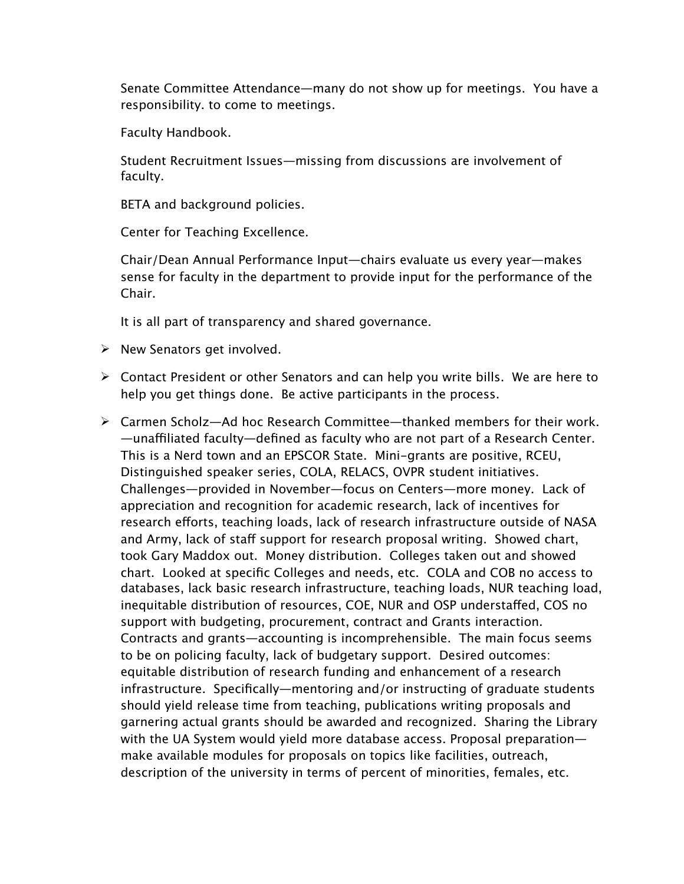Senate Committee Attendance—many do not show up for meetings. You have a responsibility. to come to meetings.

Faculty Handbook.

Student Recruitment Issues—missing from discussions are involvement of faculty.

BETA and background policies.

Center for Teaching Excellence.

Chair/Dean Annual Performance Input—chairs evaluate us every year—makes sense for faculty in the department to provide input for the performance of the Chair.

It is all part of transparency and shared governance.

- New Senators get involved.
- Contact President or other Senators and can help you write bills. We are here to help you get things done. Be active participants in the process.
- Carmen Scholz—Ad hoc Research Committee—thanked members for their work. —unaffiliated faculty—defined as faculty who are not part of a Research Center. This is a Nerd town and an EPSCOR State. Mini-grants are positive, RCEU, Distinguished speaker series, COLA, RELACS, OVPR student initiatives. Challenges—provided in November—focus on Centers—more money. Lack of appreciation and recognition for academic research, lack of incentives for research efforts, teaching loads, lack of research infrastructure outside of NASA and Army, lack of staff support for research proposal writing. Showed chart, took Gary Maddox out. Money distribution. Colleges taken out and showed chart. Looked at specific Colleges and needs, etc. COLA and COB no access to databases, lack basic research infrastructure, teaching loads, NUR teaching load, inequitable distribution of resources, COE, NUR and OSP understaffed, COS no support with budgeting, procurement, contract and Grants interaction. Contracts and grants—accounting is incomprehensible. The main focus seems to be on policing faculty, lack of budgetary support. Desired outcomes: equitable distribution of research funding and enhancement of a research infrastructure. Specifically—mentoring and/or instructing of graduate students should yield release time from teaching, publications writing proposals and garnering actual grants should be awarded and recognized. Sharing the Library with the UA System would yield more database access. Proposal preparation—make available modules for proposals on topics like facilities, outreach, description of the university in terms of percent of minorities, females, etc.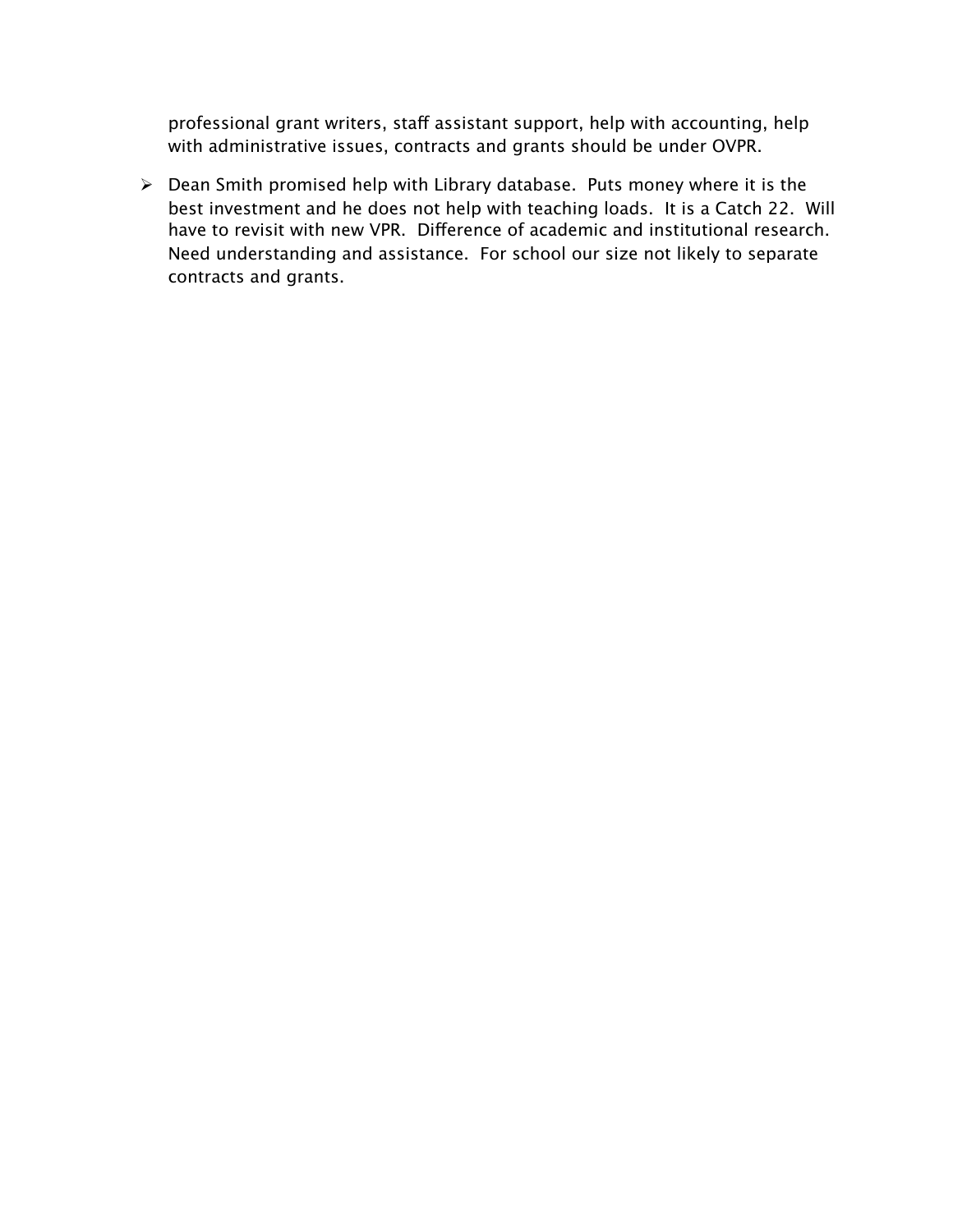professional grant writers, staff assistant support, help with accounting, help with administrative issues, contracts and grants should be under OVPR.

- Dean Smith promised help with Library database. Puts money where it is the best investment and he does not help with teaching loads. It is a Catch 22. Will have to revisit with new VPR. Difference of academic and institutional research. Need understanding and assistance. For school our size not likely to separate contracts and grants.